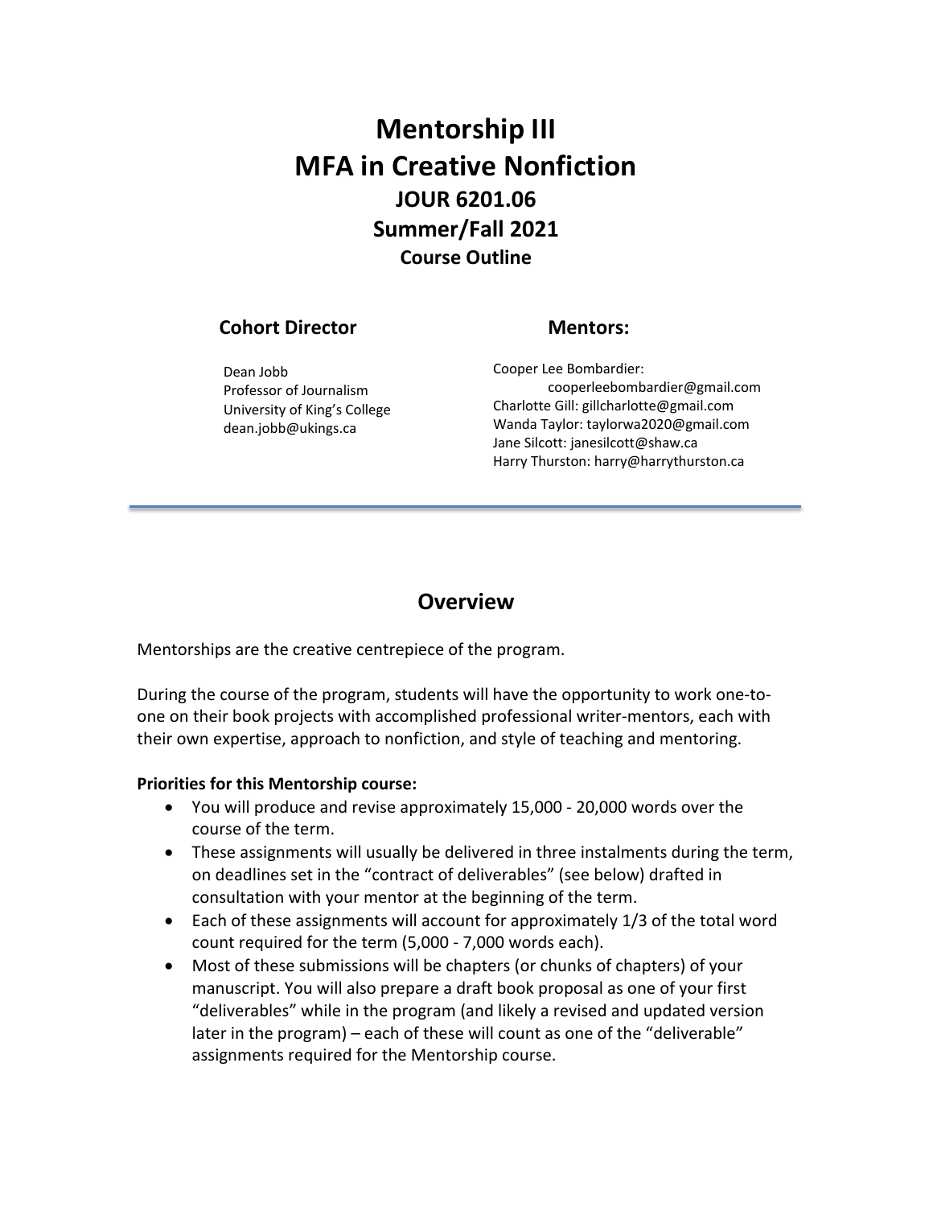# Mentorship III
# MFA in Creative Nonfiction
## JOUR 6201.06
## Summer/Fall 2021
### Course Outline

**Cohort Director**

Dean Jobb
Professor of Journalism
University of King's College
dean.jobb@ukings.ca

**Mentors:**

Cooper Lee Bombardier: cooperleebombardier@gmail.com
Charlotte Gill: gillcharlotte@gmail.com
Wanda Taylor: taylorwa2020@gmail.com
Jane Silcott: janesilcott@shaw.ca
Harry Thurston: harry@harrythurston.ca

---

## Overview

Mentorships are the creative centrepiece of the program.

During the course of the program, students will have the opportunity to work one-to-one on their book projects with accomplished professional writer-mentors, each with their own expertise, approach to nonfiction, and style of teaching and mentoring.

**Priorities for this Mentorship course:**

- You will produce and revise approximately 15,000 - 20,000 words over the course of the term.
- These assignments will usually be delivered in three instalments during the term, on deadlines set in the "contract of deliverables" (see below) drafted in consultation with your mentor at the beginning of the term.
- Each of these assignments will account for approximately 1/3 of the total word count required for the term (5,000 - 7,000 words each).
- Most of these submissions will be chapters (or chunks of chapters) of your manuscript. You will also prepare a draft book proposal as one of your first "deliverables" while in the program (and likely a revised and updated version later in the program) – each of these will count as one of the "deliverable" assignments required for the Mentorship course.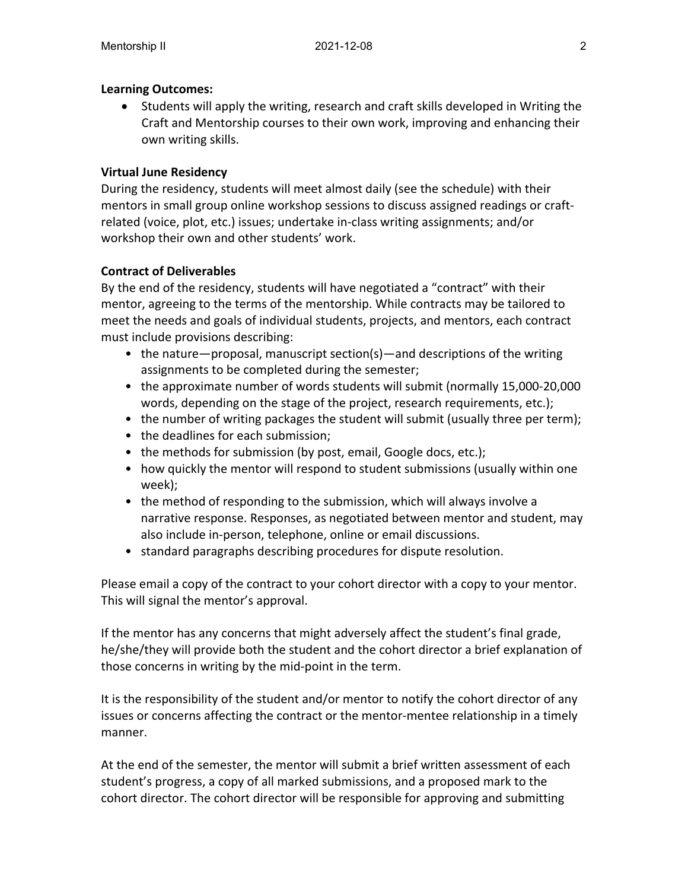**Learning Outcomes:**

- Students will apply the writing, research and craft skills developed in Writing the Craft and Mentorship courses to their own work, improving and enhancing their own writing skills.

**Virtual June Residency**

During the residency, students will meet almost daily (see the schedule) with their mentors in small group online workshop sessions to discuss assigned readings or craft-related (voice, plot, etc.) issues; undertake in-class writing assignments; and/or workshop their own and other students' work.

**Contract of Deliverables**

By the end of the residency, students will have negotiated a "contract" with their mentor, agreeing to the terms of the mentorship. While contracts may be tailored to meet the needs and goals of individual students, projects, and mentors, each contract must include provisions describing:

- the nature—proposal, manuscript section(s)—and descriptions of the writing assignments to be completed during the semester;
- the approximate number of words students will submit (normally 15,000-20,000 words, depending on the stage of the project, research requirements, etc.);
- the number of writing packages the student will submit (usually three per term);
- the deadlines for each submission;
- the methods for submission (by post, email, Google docs, etc.);
- how quickly the mentor will respond to student submissions (usually within one week);
- the method of responding to the submission, which will always involve a narrative response. Responses, as negotiated between mentor and student, may also include in-person, telephone, online or email discussions.
- standard paragraphs describing procedures for dispute resolution.

Please email a copy of the contract to your cohort director with a copy to your mentor. This will signal the mentor's approval.

If the mentor has any concerns that might adversely affect the student's final grade, he/she/they will provide both the student and the cohort director a brief explanation of those concerns in writing by the mid-point in the term.

It is the responsibility of the student and/or mentor to notify the cohort director of any issues or concerns affecting the contract or the mentor-mentee relationship in a timely manner.

At the end of the semester, the mentor will submit a brief written assessment of each student's progress, a copy of all marked submissions, and a proposed mark to the cohort director. The cohort director will be responsible for approving and submitting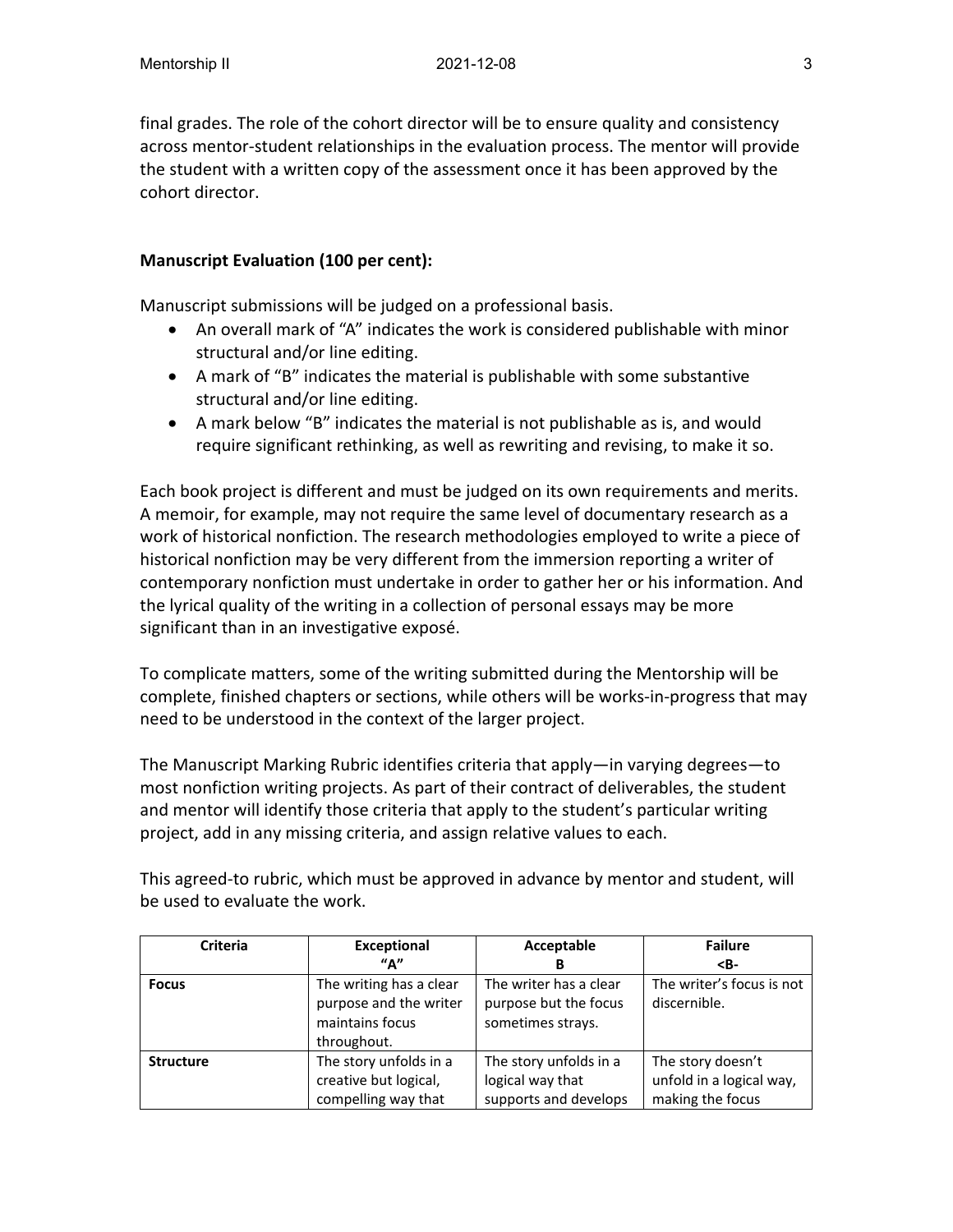final grades. The role of the cohort director will be to ensure quality and consistency across mentor-student relationships in the evaluation process. The mentor will provide the student with a written copy of the assessment once it has been approved by the cohort director.

**Manuscript Evaluation (100 per cent):**

Manuscript submissions will be judged on a professional basis.

- An overall mark of "A" indicates the work is considered publishable with minor structural and/or line editing.
- A mark of "B" indicates the material is publishable with some substantive structural and/or line editing.
- A mark below "B" indicates the material is not publishable as is, and would require significant rethinking, as well as rewriting and revising, to make it so.

Each book project is different and must be judged on its own requirements and merits. A memoir, for example, may not require the same level of documentary research as a work of historical nonfiction. The research methodologies employed to write a piece of historical nonfiction may be very different from the immersion reporting a writer of contemporary nonfiction must undertake in order to gather her or his information. And the lyrical quality of the writing in a collection of personal essays may be more significant than in an investigative exposé.

To complicate matters, some of the writing submitted during the Mentorship will be complete, finished chapters or sections, while others will be works-in-progress that may need to be understood in the context of the larger project.

The Manuscript Marking Rubric identifies criteria that apply—in varying degrees—to most nonfiction writing projects. As part of their contract of deliverables, the student and mentor will identify those criteria that apply to the student's particular writing project, add in any missing criteria, and assign relative values to each.

This agreed-to rubric, which must be approved in advance by mentor and student, will be used to evaluate the work.

| Criteria | Exceptional "A" | Acceptable B | Failure <B- |
|---|---|---|---|
| **Focus** | The writing has a clear purpose and the writer maintains focus throughout. | The writer has a clear purpose but the focus sometimes strays. | The writer's focus is not discernible. |
| **Structure** | The story unfolds in a creative but logical, compelling way that | The story unfolds in a logical way that supports and develops | The story doesn't unfold in a logical way, making the focus |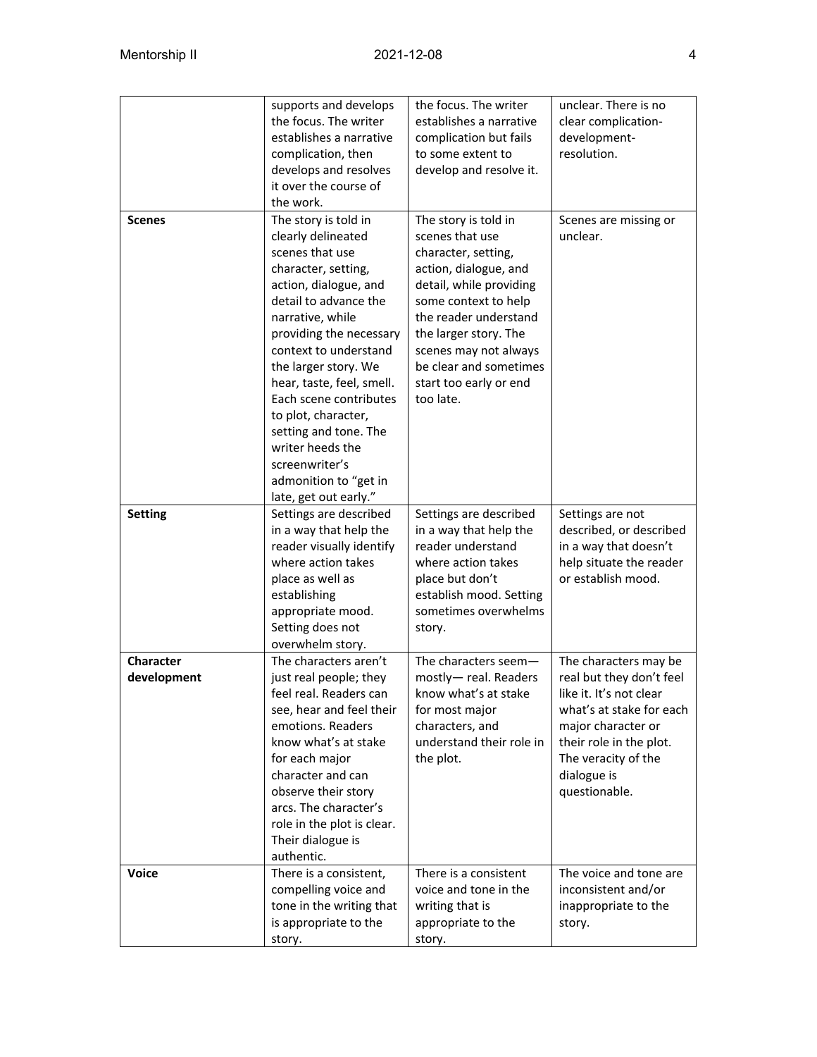| | | | |
|---|---|---|---|
| | supports and develops the focus. The writer establishes a narrative complication, then develops and resolves it over the course of the work. | the focus. The writer establishes a narrative complication but fails to some extent to develop and resolve it. | unclear. There is no clear complication-development-resolution. |
| **Scenes** | The story is told in clearly delineated scenes that use character, setting, action, dialogue, and detail to advance the narrative, while providing the necessary context to understand the larger story. We hear, taste, feel, smell. Each scene contributes to plot, character, setting and tone. The writer heeds the screenwriter's admonition to "get in late, get out early." | The story is told in scenes that use character, setting, action, dialogue, and detail, while providing some context to help the reader understand the larger story. The scenes may not always be clear and sometimes start too early or end too late. | Scenes are missing or unclear. |
| **Setting** | Settings are described in a way that help the reader visually identify where action takes place as well as establishing appropriate mood. Setting does not overwhelm story. | Settings are described in a way that help the reader understand where action takes place but don't establish mood. Setting sometimes overwhelms story. | Settings are not described, or described in a way that doesn't help situate the reader or establish mood. |
| **Character development** | The characters aren't just real people; they feel real. Readers can see, hear and feel their emotions. Readers know what's at stake for each major character and can observe their story arcs. The character's role in the plot is clear. Their dialogue is authentic. | The characters seem— mostly— real. Readers know what's at stake for most major characters, and understand their role in the plot. | The characters may be real but they don't feel like it. It's not clear what's at stake for each major character or their role in the plot. The veracity of the dialogue is questionable. |
| **Voice** | There is a consistent, compelling voice and tone in the writing that is appropriate to the story. | There is a consistent voice and tone in the writing that is appropriate to the story. | The voice and tone are inconsistent and/or inappropriate to the story. |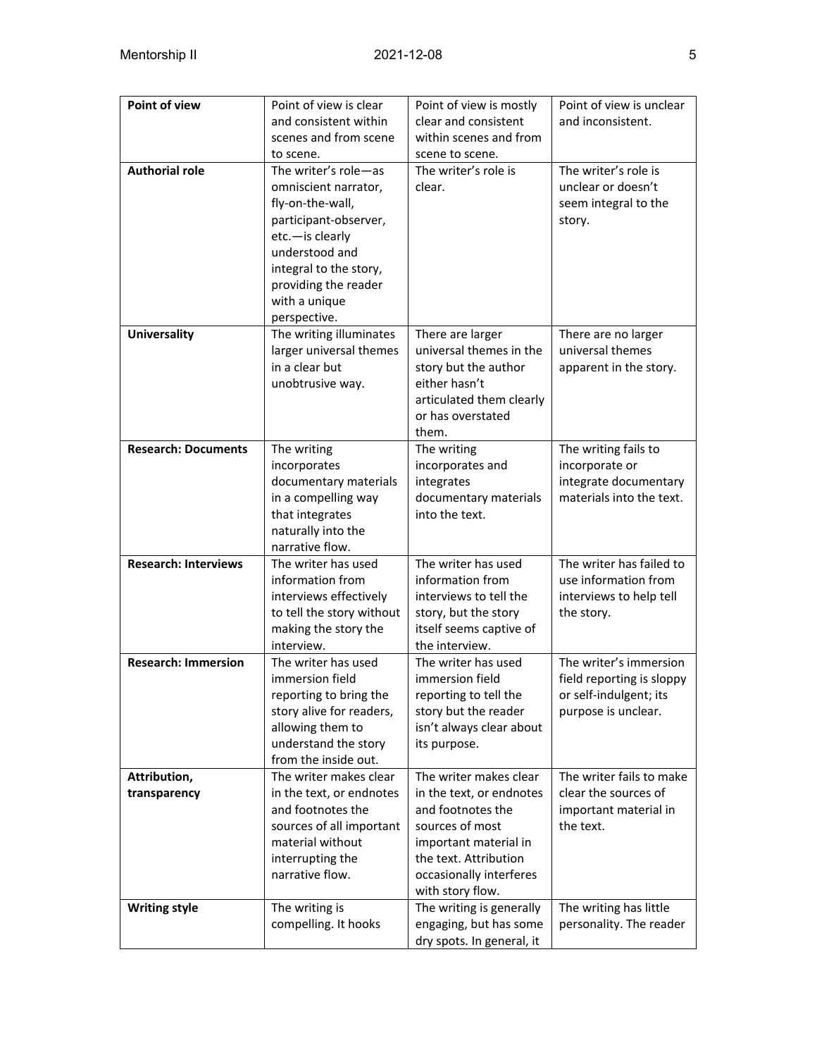| **Point of view** | Point of view is clear and consistent within scenes and from scene to scene. | Point of view is mostly clear and consistent within scenes and from scene to scene. | Point of view is unclear and inconsistent. |
|---|---|---|---|
| **Authorial role** | The writer's role—as omniscient narrator, fly-on-the-wall, participant-observer, etc.—is clearly understood and integral to the story, providing the reader with a unique perspective. | The writer's role is clear. | The writer's role is unclear or doesn't seem integral to the story. |
| **Universality** | The writing illuminates larger universal themes in a clear but unobtrusive way. | There are larger universal themes in the story but the author either hasn't articulated them clearly or has overstated them. | There are no larger universal themes apparent in the story. |
| **Research: Documents** | The writing incorporates documentary materials in a compelling way that integrates naturally into the narrative flow. | The writing incorporates and integrates documentary materials into the text. | The writing fails to incorporate or integrate documentary materials into the text. |
| **Research: Interviews** | The writer has used information from interviews effectively to tell the story without making the story the interview. | The writer has used information from interviews to tell the story, but the story itself seems captive of the interview. | The writer has failed to use information from interviews to help tell the story. |
| **Research: Immersion** | The writer has used immersion field reporting to bring the story alive for readers, allowing them to understand the story from the inside out. | The writer has used immersion field reporting to tell the story but the reader isn't always clear about its purpose. | The writer's immersion field reporting is sloppy or self-indulgent; its purpose is unclear. |
| **Attribution, transparency** | The writer makes clear in the text, or endnotes and footnotes the sources of all important material without interrupting the narrative flow. | The writer makes clear in the text, or endnotes and footnotes the sources of most important material in the text. Attribution occasionally interferes with story flow. | The writer fails to make clear the sources of important material in the text. |
| **Writing style** | The writing is compelling. It hooks | The writing is generally engaging, but has some dry spots. In general, it | The writing has little personality. The reader |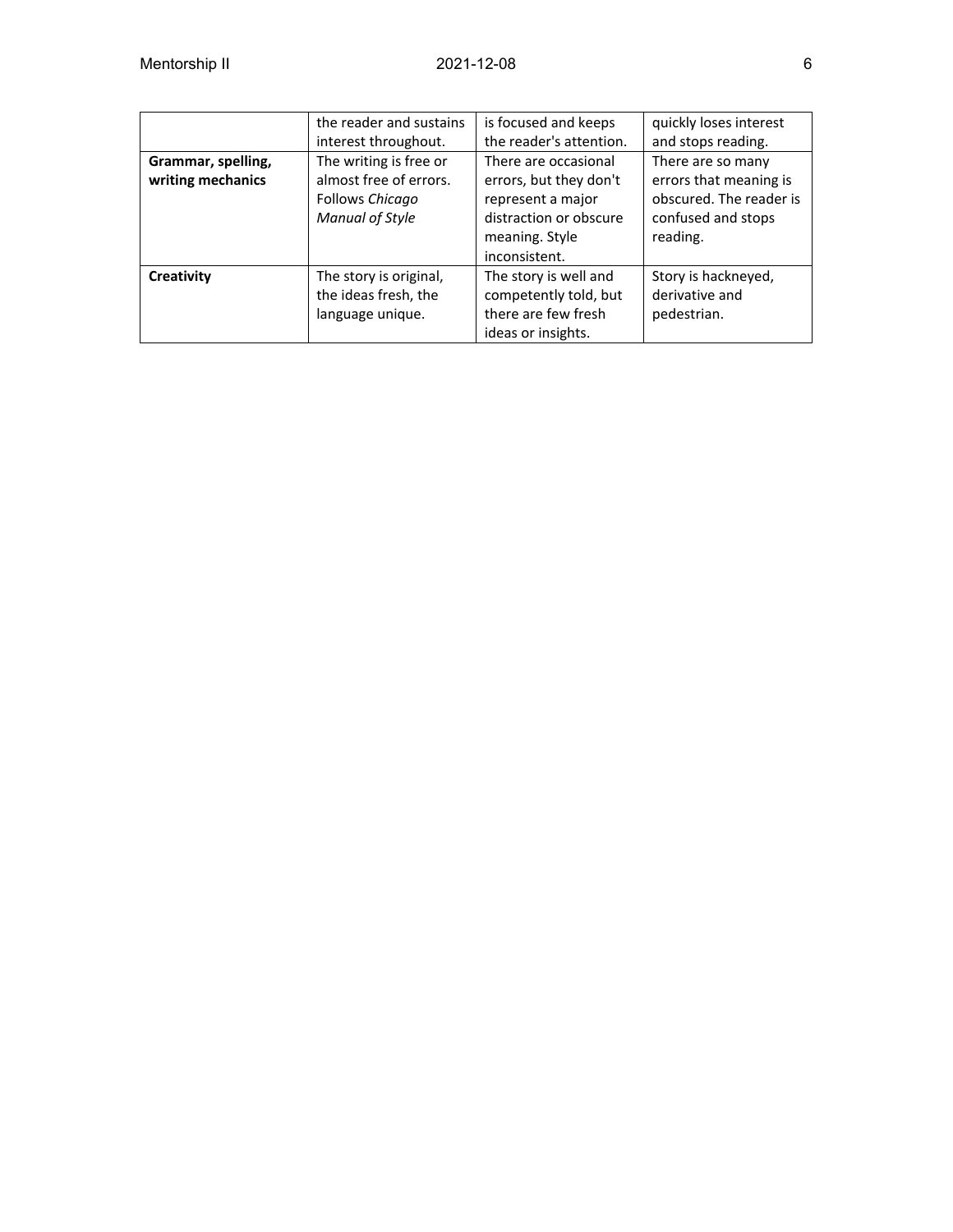| | | | |
|---|---|---|---|
| | the reader and sustains interest throughout. | is focused and keeps the reader's attention. | quickly loses interest and stops reading. |
| **Grammar, spelling, writing mechanics** | The writing is free or almost free of errors. Follows *Chicago Manual of Style* | There are occasional errors, but they don't represent a major distraction or obscure meaning. Style inconsistent. | There are so many errors that meaning is obscured. The reader is confused and stops reading. |
| **Creativity** | The story is original, the ideas fresh, the language unique. | The story is well and competently told, but there are few fresh ideas or insights. | Story is hackneyed, derivative and pedestrian. |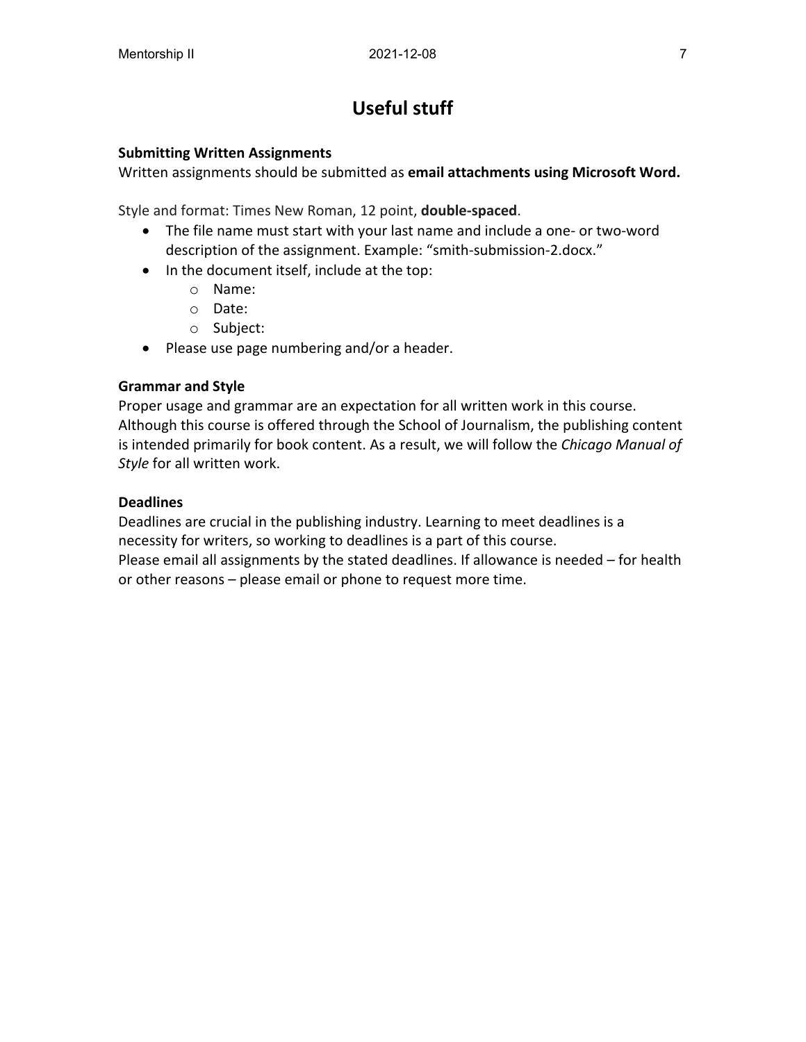# Useful stuff

**Submitting Written Assignments**

Written assignments should be submitted as **email attachments using Microsoft Word.**

Style and format: Times New Roman, 12 point, **double-spaced**.

- The file name must start with your last name and include a one- or two-word description of the assignment. Example: "smith-submission-2.docx."
- In the document itself, include at the top:
  - Name:
  - Date:
  - Subject:
- Please use page numbering and/or a header.

**Grammar and Style**

Proper usage and grammar are an expectation for all written work in this course. Although this course is offered through the School of Journalism, the publishing content is intended primarily for book content. As a result, we will follow the *Chicago Manual of Style* for all written work.

**Deadlines**

Deadlines are crucial in the publishing industry. Learning to meet deadlines is a necessity for writers, so working to deadlines is a part of this course.

Please email all assignments by the stated deadlines. If allowance is needed – for health or other reasons – please email or phone to request more time.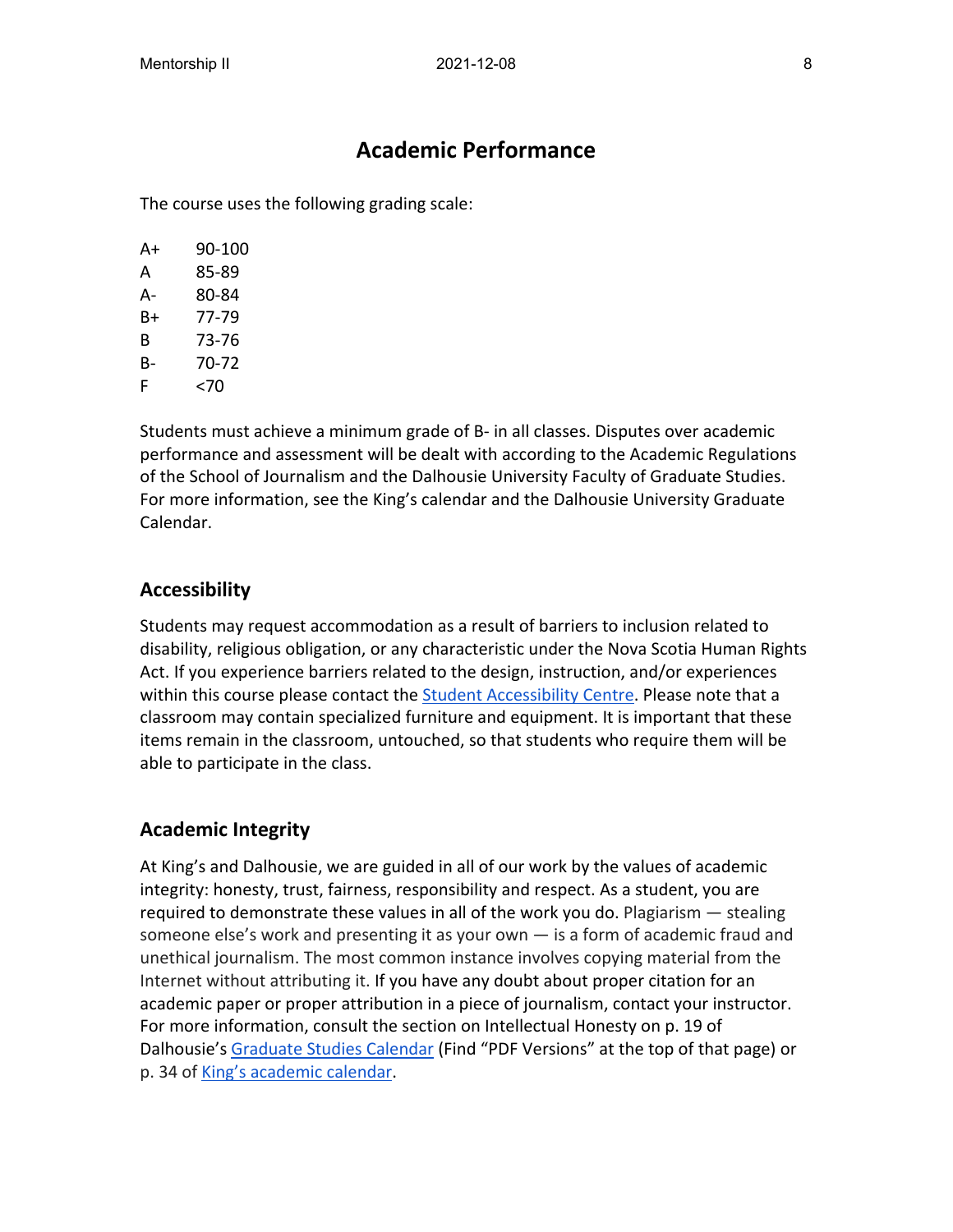# Academic Performance

The course uses the following grading scale:

| Grade | Range |
|---|---|
| A+ | 90-100 |
| A | 85-89 |
| A- | 80-84 |
| B+ | 77-79 |
| B | 73-76 |
| B- | 70-72 |
| F | <70 |

Students must achieve a minimum grade of B- in all classes. Disputes over academic performance and assessment will be dealt with according to the Academic Regulations of the School of Journalism and the Dalhousie University Faculty of Graduate Studies. For more information, see the King's calendar and the Dalhousie University Graduate Calendar.

## Accessibility

Students may request accommodation as a result of barriers to inclusion related to disability, religious obligation, or any characteristic under the Nova Scotia Human Rights Act. If you experience barriers related to the design, instruction, and/or experiences within this course please contact the [Student Accessibility Centre](). Please note that a classroom may contain specialized furniture and equipment. It is important that these items remain in the classroom, untouched, so that students who require them will be able to participate in the class.

## Academic Integrity

At King's and Dalhousie, we are guided in all of our work by the values of academic integrity: honesty, trust, fairness, responsibility and respect. As a student, you are required to demonstrate these values in all of the work you do. Plagiarism — stealing someone else's work and presenting it as your own — is a form of academic fraud and unethical journalism. The most common instance involves copying material from the Internet without attributing it. If you have any doubt about proper citation for an academic paper or proper attribution in a piece of journalism, contact your instructor. For more information, consult the section on Intellectual Honesty on p. 19 of Dalhousie's [Graduate Studies Calendar]() (Find "PDF Versions" at the top of that page) or p. 34 of [King's academic calendar]().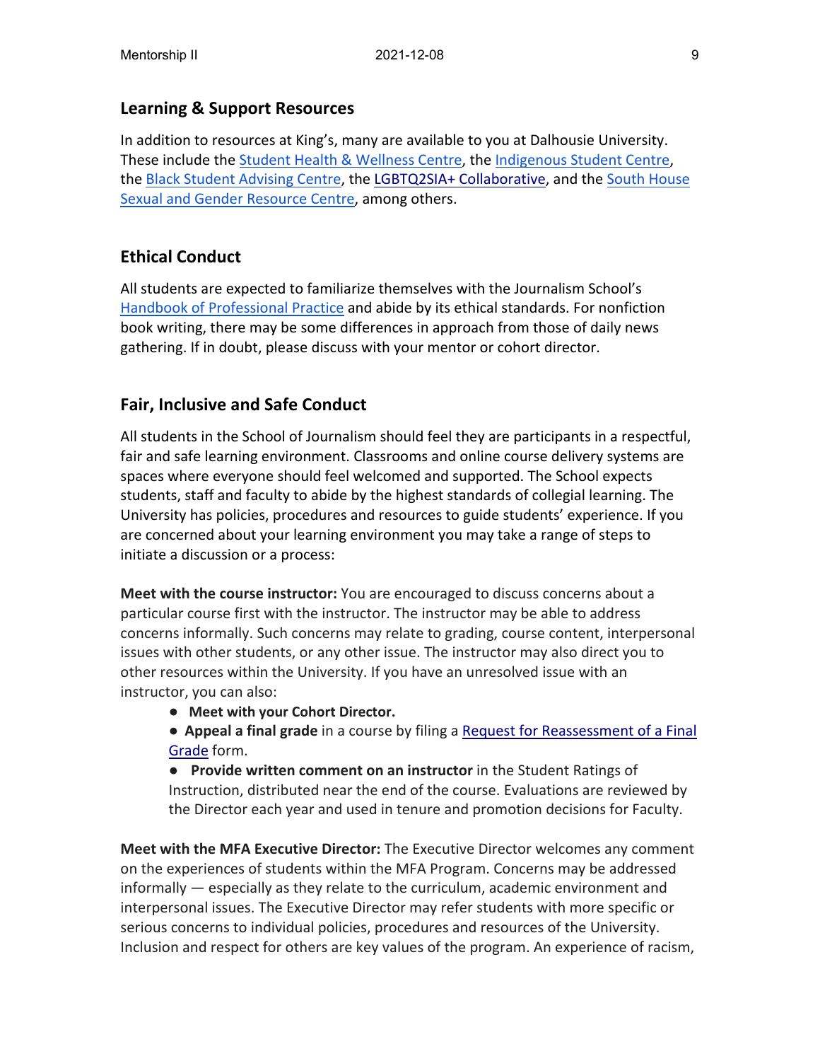## Learning & Support Resources

In addition to resources at King's, many are available to you at Dalhousie University. These include the Student Health & Wellness Centre, the Indigenous Student Centre, the Black Student Advising Centre, the LGBTQ2SIA+ Collaborative, and the South House Sexual and Gender Resource Centre, among others.

## Ethical Conduct

All students are expected to familiarize themselves with the Journalism School's Handbook of Professional Practice and abide by its ethical standards. For nonfiction book writing, there may be some differences in approach from those of daily news gathering. If in doubt, please discuss with your mentor or cohort director.

## Fair, Inclusive and Safe Conduct

All students in the School of Journalism should feel they are participants in a respectful, fair and safe learning environment. Classrooms and online course delivery systems are spaces where everyone should feel welcomed and supported. The School expects students, staff and faculty to abide by the highest standards of collegial learning. The University has policies, procedures and resources to guide students' experience. If you are concerned about your learning environment you may take a range of steps to initiate a discussion or a process:

**Meet with the course instructor:** You are encouraged to discuss concerns about a particular course first with the instructor. The instructor may be able to address concerns informally. Such concerns may relate to grading, course content, interpersonal issues with other students, or any other issue. The instructor may also direct you to other resources within the University. If you have an unresolved issue with an instructor, you can also:

- **Meet with your Cohort Director.**
- **Appeal a final grade** in a course by filing a Request for Reassessment of a Final Grade form.
- **Provide written comment on an instructor** in the Student Ratings of Instruction, distributed near the end of the course. Evaluations are reviewed by the Director each year and used in tenure and promotion decisions for Faculty.

**Meet with the MFA Executive Director:** The Executive Director welcomes any comment on the experiences of students within the MFA Program. Concerns may be addressed informally — especially as they relate to the curriculum, academic environment and interpersonal issues. The Executive Director may refer students with more specific or serious concerns to individual policies, procedures and resources of the University. Inclusion and respect for others are key values of the program. An experience of racism,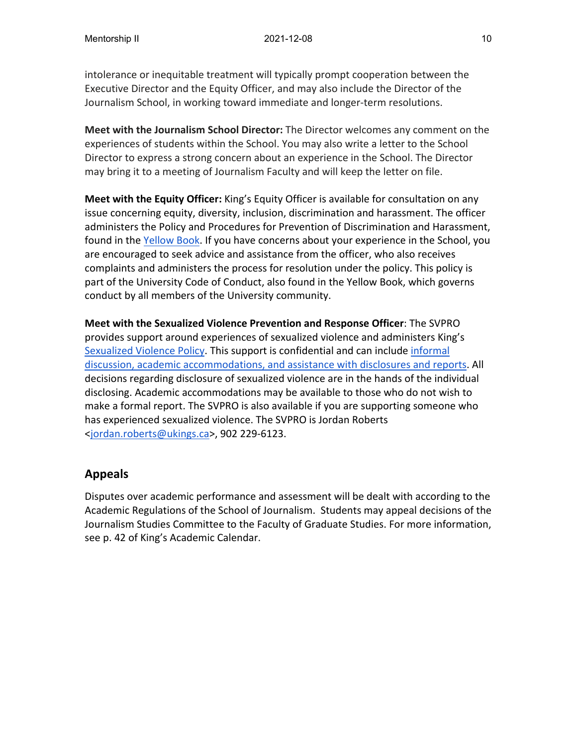intolerance or inequitable treatment will typically prompt cooperation between the Executive Director and the Equity Officer, and may also include the Director of the Journalism School, in working toward immediate and longer-term resolutions.

**Meet with the Journalism School Director:** The Director welcomes any comment on the experiences of students within the School. You may also write a letter to the School Director to express a strong concern about an experience in the School. The Director may bring it to a meeting of Journalism Faculty and will keep the letter on file.

**Meet with the Equity Officer:** King's Equity Officer is available for consultation on any issue concerning equity, diversity, inclusion, discrimination and harassment. The officer administers the Policy and Procedures for Prevention of Discrimination and Harassment, found in the Yellow Book. If you have concerns about your experience in the School, you are encouraged to seek advice and assistance from the officer, who also receives complaints and administers the process for resolution under the policy. This policy is part of the University Code of Conduct, also found in the Yellow Book, which governs conduct by all members of the University community.

**Meet with the Sexualized Violence Prevention and Response Officer**: The SVPRO provides support around experiences of sexualized violence and administers King's Sexualized Violence Policy. This support is confidential and can include informal discussion, academic accommodations, and assistance with disclosures and reports. All decisions regarding disclosure of sexualized violence are in the hands of the individual disclosing. Academic accommodations may be available to those who do not wish to make a formal report. The SVPRO is also available if you are supporting someone who has experienced sexualized violence. The SVPRO is Jordan Roberts <jordan.roberts@ukings.ca>, 902 229-6123.

## Appeals

Disputes over academic performance and assessment will be dealt with according to the Academic Regulations of the School of Journalism. Students may appeal decisions of the Journalism Studies Committee to the Faculty of Graduate Studies. For more information, see p. 42 of King's Academic Calendar.